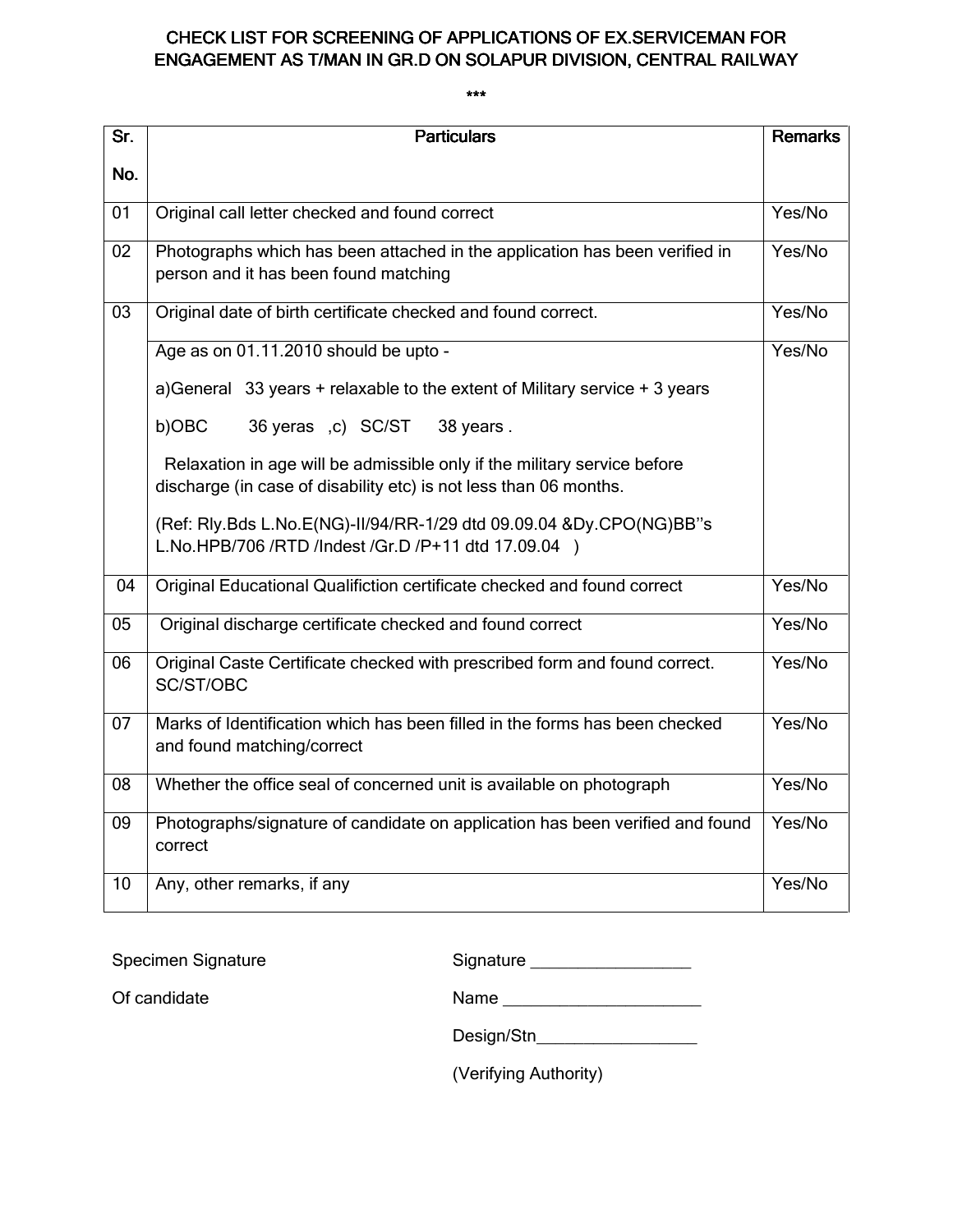# CHECK LIST FOR SCREENING OF APPLICATIONS OF EX.SERVICEMAN FOR ENGAGEMENT AS T/MAN IN GR.D ON SOLAPUR DIVISION, CENTRAL RAILWAY

\*\*\*

| Sr. No. | Particulars | Remarks |
|---|---|---|
| 01 | Original call letter checked and found correct | Yes/No |
| 02 | Photographs which has been attached in the application has been verified in person and it has been found matching | Yes/No |
| 03 | Original date of birth certificate checked and found correct. | Yes/No |
| | Age as on 01.11.2010 should be upto - <br> a)General 33 years + relaxable to the extent of Military service + 3 years <br> b)OBC 36 yeras ,c) SC/ST 38 years . <br> Relaxation in age will be admissible only if the military service before discharge (in case of disability etc) is not less than 06 months. <br> (Ref: Rly.Bds L.No.E(NG)-II/94/RR-1/29 dtd 09.09.04 &Dy.CPO(NG)BB"s L.No.HPB/706 /RTD /Indest /Gr.D /P+11 dtd 17.09.04 ) | Yes/No |
| 04 | Original Educational Qualifiction certificate checked and found correct | Yes/No |
| 05 | Original discharge certificate checked and found correct | Yes/No |
| 06 | Original Caste Certificate checked with prescribed form and found correct. SC/ST/OBC | Yes/No |
| 07 | Marks of Identification which has been filled in the forms has been checked and found matching/correct | Yes/No |
| 08 | Whether the office seal of concerned unit is available on photograph | Yes/No |
| 09 | Photographs/signature of candidate on application has been verified and found correct | Yes/No |
| 10 | Any, other remarks, if any | Yes/No |

Specimen Signature

Of candidate

Signature \_\_\_\_\_\_\_\_\_\_\_\_\_\_\_\_\_\_

Name \_\_\_\_\_\_\_\_\_\_\_\_\_\_\_\_\_\_\_\_\_\_

Design/Stn\_\_\_\_\_\_\_\_\_\_\_\_\_\_\_\_\_\_

(Verifying Authority)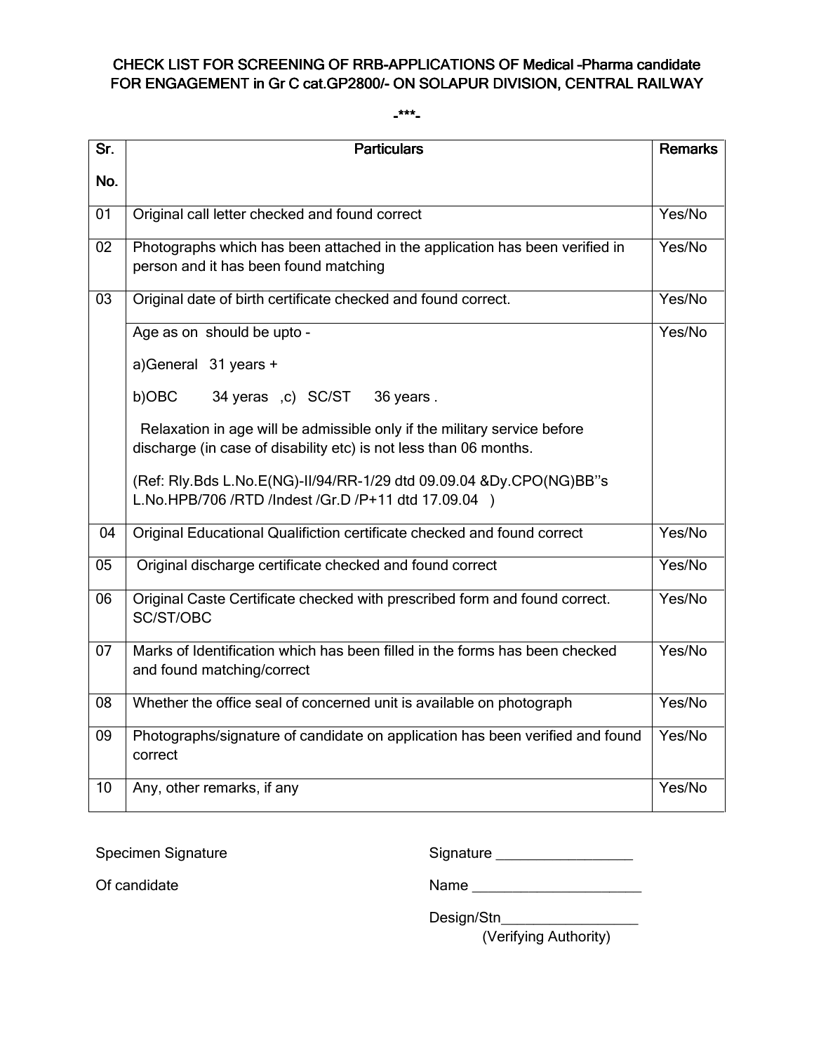# CHECK LIST FOR SCREENING OF RRB-APPLICATIONS OF Medical –Pharma candidate FOR ENGAGEMENT in Gr C cat.GP2800/- ON SOLAPUR DIVISION, CENTRAL RAILWAY

-***-

| Sr. No. | Particulars | Remarks |
|---|---|---|
| 01 | Original call letter checked and found correct | Yes/No |
| 02 | Photographs which has been attached in the application has been verified in person and it has been found matching | Yes/No |
| 03 | Original date of birth certificate checked and found correct. | Yes/No |
| | Age as on should be upto -<br>a)General 31 years +<br>b)OBC 34 yeras ,c) SC/ST 36 years .<br>Relaxation in age will be admissible only if the military service before discharge (in case of disability etc) is not less than 06 months.<br>(Ref: Rly.Bds L.No.E(NG)-II/94/RR-1/29 dtd 09.09.04 &Dy.CPO(NG)BB''s L.No.HPB/706 /RTD /Indest /Gr.D /P+11 dtd 17.09.04 ) | Yes/No |
| 04 | Original Educational Qualifiction certificate checked and found correct | Yes/No |
| 05 | Original discharge certificate checked and found correct | Yes/No |
| 06 | Original Caste Certificate checked with prescribed form and found correct. SC/ST/OBC | Yes/No |
| 07 | Marks of Identification which has been filled in the forms has been checked and found matching/correct | Yes/No |
| 08 | Whether the office seal of concerned unit is available on photograph | Yes/No |
| 09 | Photographs/signature of candidate on application has been verified and found correct | Yes/No |
| 10 | Any, other remarks, if any | Yes/No |

Specimen Signature

Of candidate

Signature __________________

Name ______________________

Design/Stn__________________

(Verifying Authority)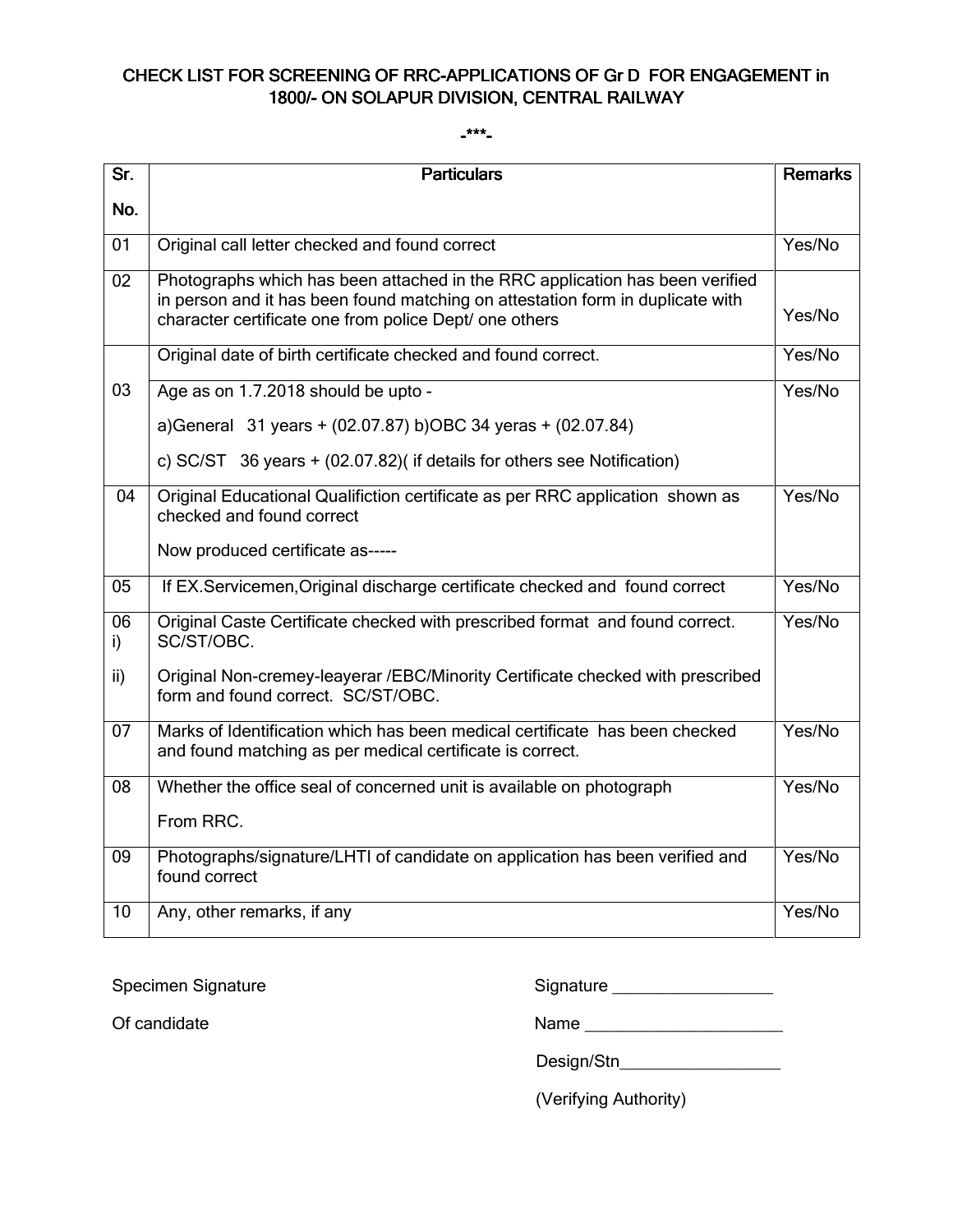# CHECK LIST FOR SCREENING OF RRC-APPLICATIONS OF Gr D FOR ENGAGEMENT in 1800/- ON SOLAPUR DIVISION, CENTRAL RAILWAY

-***-

| Sr. No. | Particulars | Remarks |
|---|---|---|
| 01 | Original call letter checked and found correct | Yes/No |
| 02 | Photographs which has been attached in the RRC application has been verified in person and it has been found matching on attestation form in duplicate with character certificate one from police Dept/ one others | Yes/No |
| 03 | Original date of birth certificate checked and found correct. | Yes/No |
| | Age as on 1.7.2018 should be upto - <br> a)General 31 years + (02.07.87) b)OBC 34 yeras + (02.07.84) <br> c) SC/ST 36 years + (02.07.82)( if details for others see Notification) | Yes/No |
| 04 | Original Educational Qualifiction certificate as per RRC application shown as checked and found correct <br> Now produced certificate as----- | Yes/No |
| 05 | If EX.Servicemen,Original discharge certificate checked and found correct | Yes/No |
| 06 i) <br> ii) | Original Caste Certificate checked with prescribed format and found correct. SC/ST/OBC. <br> Original Non-cremey-leayerar /EBC/Minority Certificate checked with prescribed form and found correct. SC/ST/OBC. | Yes/No |
| 07 | Marks of Identification which has been medical certificate has been checked and found matching as per medical certificate is correct. | Yes/No |
| 08 | Whether the office seal of concerned unit is available on photograph <br> From RRC. | Yes/No |
| 09 | Photographs/signature/LHTI of candidate on application has been verified and found correct | Yes/No |
| 10 | Any, other remarks, if any | Yes/No |

Specimen Signature

Of candidate

Signature __________________

Name ______________________

Design/Stn__________________

(Verifying Authority)